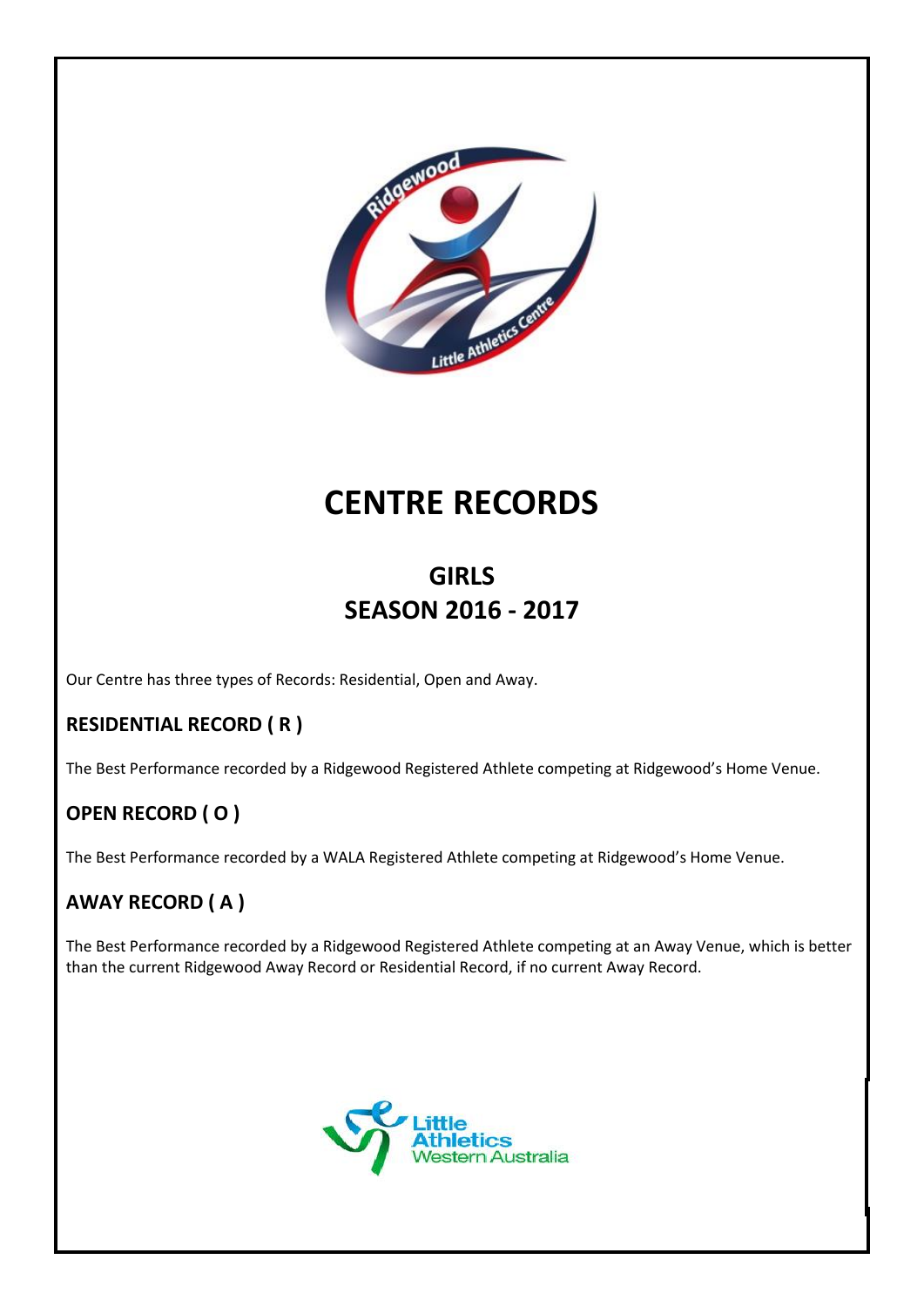# CENTRE RECORDS

## GIRLS
## SEASON 2016 - 2017

Our Centre has three types of Records: Residential, Open and Away.

### RESIDENTIAL RECORD ( R )

The Best Performance recorded by a Ridgewood Registered Athlete competing at Ridgewood's Home Venue.

### OPEN RECORD ( O )

The Best Performance recorded by a WALA Registered Athlete competing at Ridgewood's Home Venue.

### AWAY RECORD ( A )

The Best Performance recorded by a Ridgewood Registered Athlete competing at an Away Venue, which is better than the current Ridgewood Away Record or Residential Record, if no current Away Record.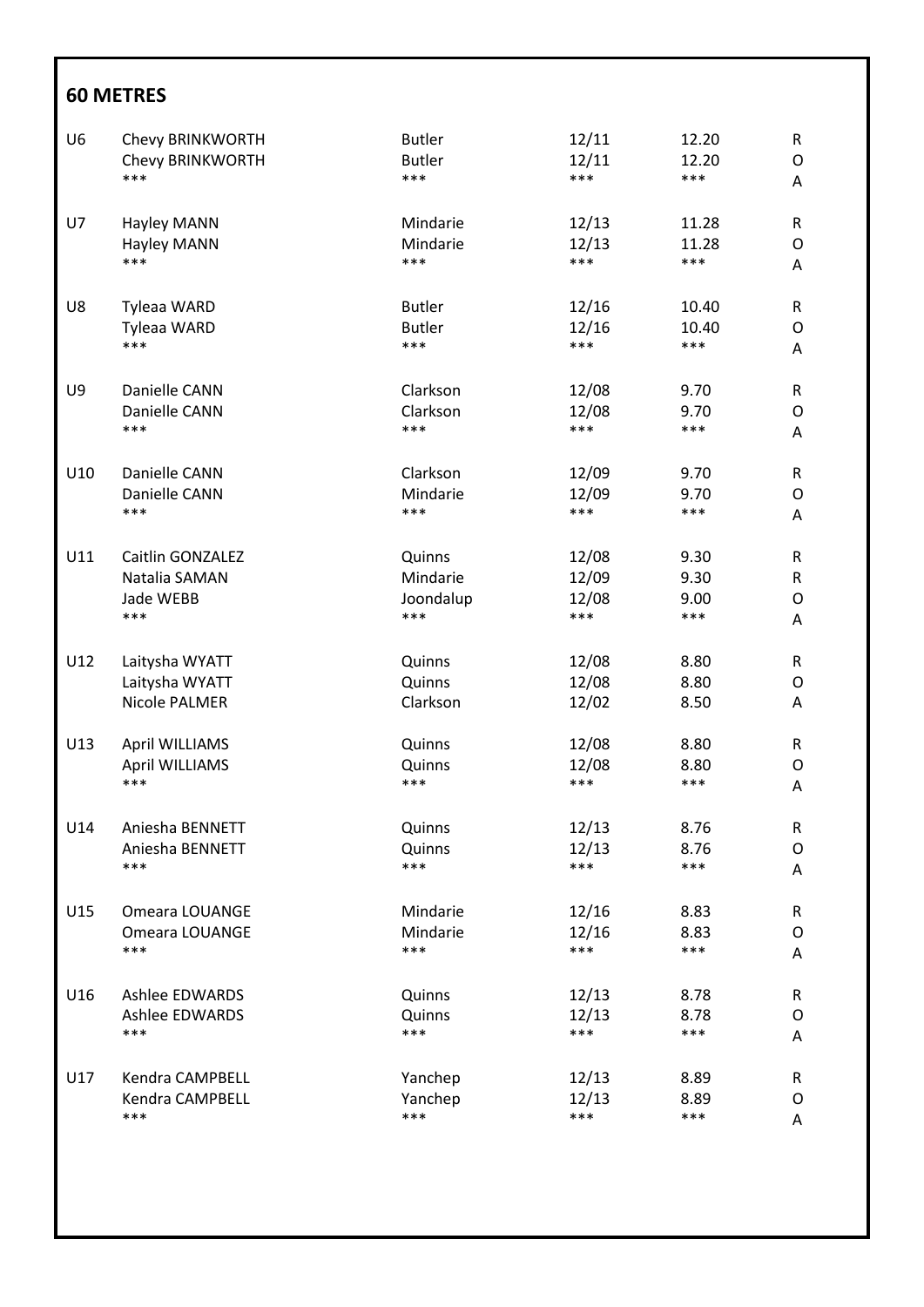## 60 METRES

| | | | | | |
|---|---|---|---|---|---|
| U6 | Chevy BRINKWORTH | Butler | 12/11 | 12.20 | R |
| | Chevy BRINKWORTH | Butler | 12/11 | 12.20 | O |
| | *** | *** | *** | *** | A |
| U7 | Hayley MANN | Mindarie | 12/13 | 11.28 | R |
| | Hayley MANN | Mindarie | 12/13 | 11.28 | O |
| | *** | *** | *** | *** | A |
| U8 | Tyleaa WARD | Butler | 12/16 | 10.40 | R |
| | Tyleaa WARD | Butler | 12/16 | 10.40 | O |
| | *** | *** | *** | *** | A |
| U9 | Danielle CANN | Clarkson | 12/08 | 9.70 | R |
| | Danielle CANN | Clarkson | 12/08 | 9.70 | O |
| | *** | *** | *** | *** | A |
| U10 | Danielle CANN | Clarkson | 12/09 | 9.70 | R |
| | Danielle CANN | Mindarie | 12/09 | 9.70 | O |
| | *** | *** | *** | *** | A |
| U11 | Caitlin GONZALEZ | Quinns | 12/08 | 9.30 | R |
| | Natalia SAMAN | Mindarie | 12/09 | 9.30 | R |
| | Jade WEBB | Joondalup | 12/08 | 9.00 | O |
| | *** | *** | *** | *** | A |
| U12 | Laitysha WYATT | Quinns | 12/08 | 8.80 | R |
| | Laitysha WYATT | Quinns | 12/08 | 8.80 | O |
| | Nicole PALMER | Clarkson | 12/02 | 8.50 | A |
| U13 | April WILLIAMS | Quinns | 12/08 | 8.80 | R |
| | April WILLIAMS | Quinns | 12/08 | 8.80 | O |
| | *** | *** | *** | *** | A |
| U14 | Aniesha BENNETT | Quinns | 12/13 | 8.76 | R |
| | Aniesha BENNETT | Quinns | 12/13 | 8.76 | O |
| | *** | *** | *** | *** | A |
| U15 | Omeara LOUANGE | Mindarie | 12/16 | 8.83 | R |
| | Omeara LOUANGE | Mindarie | 12/16 | 8.83 | O |
| | *** | *** | *** | *** | A |
| U16 | Ashlee EDWARDS | Quinns | 12/13 | 8.78 | R |
| | Ashlee EDWARDS | Quinns | 12/13 | 8.78 | O |
| | *** | *** | *** | *** | A |
| U17 | Kendra CAMPBELL | Yanchep | 12/13 | 8.89 | R |
| | Kendra CAMPBELL | Yanchep | 12/13 | 8.89 | O |
| | *** | *** | *** | *** | A |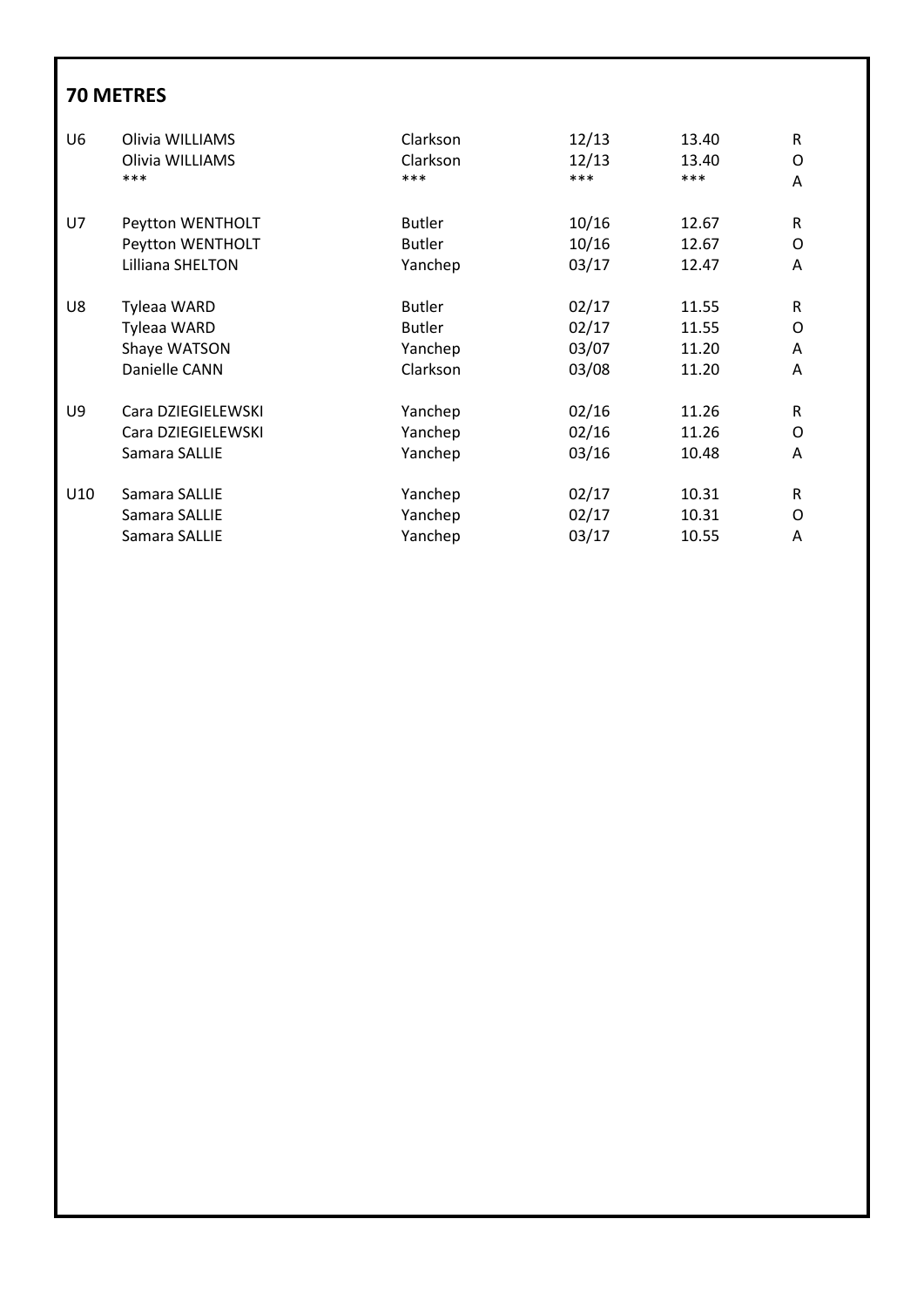## 70 METRES

| | | | | | |
|---|---|---|---|---|---|
| U6 | Olivia WILLIAMS | Clarkson | 12/13 | 13.40 | R |
| | Olivia WILLIAMS | Clarkson | 12/13 | 13.40 | O |
| | *** | *** | *** | *** | A |
| U7 | Peytton WENTHOLT | Butler | 10/16 | 12.67 | R |
| | Peytton WENTHOLT | Butler | 10/16 | 12.67 | O |
| | Lilliana SHELTON | Yanchep | 03/17 | 12.47 | A |
| U8 | Tyleaa WARD | Butler | 02/17 | 11.55 | R |
| | Tyleaa WARD | Butler | 02/17 | 11.55 | O |
| | Shaye WATSON | Yanchep | 03/07 | 11.20 | A |
| | Danielle CANN | Clarkson | 03/08 | 11.20 | A |
| U9 | Cara DZIEGIELEWSKI | Yanchep | 02/16 | 11.26 | R |
| | Cara DZIEGIELEWSKI | Yanchep | 02/16 | 11.26 | O |
| | Samara SALLIE | Yanchep | 03/16 | 10.48 | A |
| U10 | Samara SALLIE | Yanchep | 02/17 | 10.31 | R |
| | Samara SALLIE | Yanchep | 02/17 | 10.31 | O |
| | Samara SALLIE | Yanchep | 03/17 | 10.55 | A |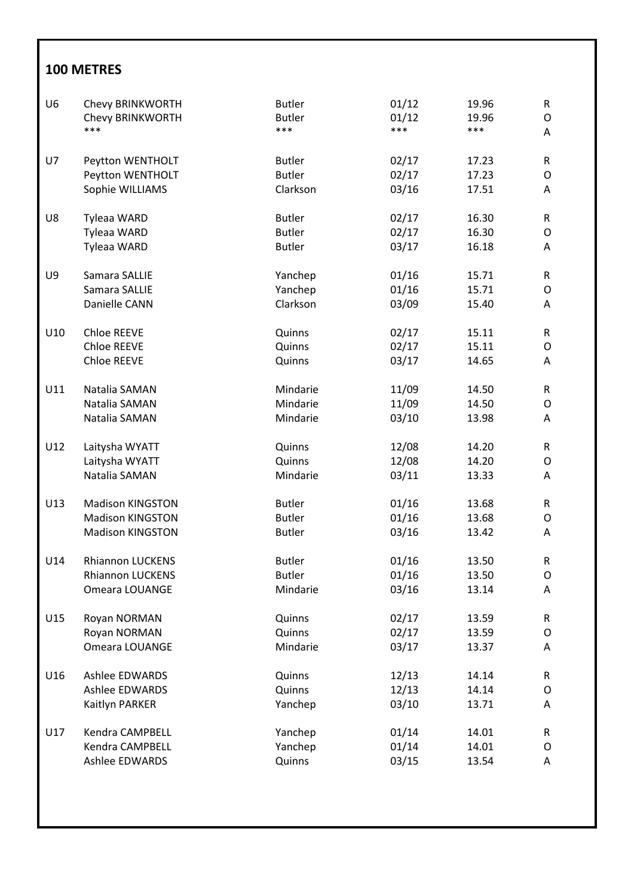## 100 METRES

| | | | | | |
|---|---|---|---|---|---|
| U6 | Chevy BRINKWORTH | Butler | 01/12 | 19.96 | R |
| | Chevy BRINKWORTH | Butler | 01/12 | 19.96 | O |
| | *** | *** | *** | *** | A |
| U7 | Peytton WENTHOLT | Butler | 02/17 | 17.23 | R |
| | Peytton WENTHOLT | Butler | 02/17 | 17.23 | O |
| | Sophie WILLIAMS | Clarkson | 03/16 | 17.51 | A |
| U8 | Tyleaa WARD | Butler | 02/17 | 16.30 | R |
| | Tyleaa WARD | Butler | 02/17 | 16.30 | O |
| | Tyleaa WARD | Butler | 03/17 | 16.18 | A |
| U9 | Samara SALLIE | Yanchep | 01/16 | 15.71 | R |
| | Samara SALLIE | Yanchep | 01/16 | 15.71 | O |
| | Danielle CANN | Clarkson | 03/09 | 15.40 | A |
| U10 | Chloe REEVE | Quinns | 02/17 | 15.11 | R |
| | Chloe REEVE | Quinns | 02/17 | 15.11 | O |
| | Chloe REEVE | Quinns | 03/17 | 14.65 | A |
| U11 | Natalia SAMAN | Mindarie | 11/09 | 14.50 | R |
| | Natalia SAMAN | Mindarie | 11/09 | 14.50 | O |
| | Natalia SAMAN | Mindarie | 03/10 | 13.98 | A |
| U12 | Laitysha WYATT | Quinns | 12/08 | 14.20 | R |
| | Laitysha WYATT | Quinns | 12/08 | 14.20 | O |
| | Natalia SAMAN | Mindarie | 03/11 | 13.33 | A |
| U13 | Madison KINGSTON | Butler | 01/16 | 13.68 | R |
| | Madison KINGSTON | Butler | 01/16 | 13.68 | O |
| | Madison KINGSTON | Butler | 03/16 | 13.42 | A |
| U14 | Rhiannon LUCKENS | Butler | 01/16 | 13.50 | R |
| | Rhiannon LUCKENS | Butler | 01/16 | 13.50 | O |
| | Omeara LOUANGE | Mindarie | 03/16 | 13.14 | A |
| U15 | Royan NORMAN | Quinns | 02/17 | 13.59 | R |
| | Royan NORMAN | Quinns | 02/17 | 13.59 | O |
| | Omeara LOUANGE | Mindarie | 03/17 | 13.37 | A |
| U16 | Ashlee EDWARDS | Quinns | 12/13 | 14.14 | R |
| | Ashlee EDWARDS | Quinns | 12/13 | 14.14 | O |
| | Kaitlyn PARKER | Yanchep | 03/10 | 13.71 | A |
| U17 | Kendra CAMPBELL | Yanchep | 01/14 | 14.01 | R |
| | Kendra CAMPBELL | Yanchep | 01/14 | 14.01 | O |
| | Ashlee EDWARDS | Quinns | 03/15 | 13.54 | A |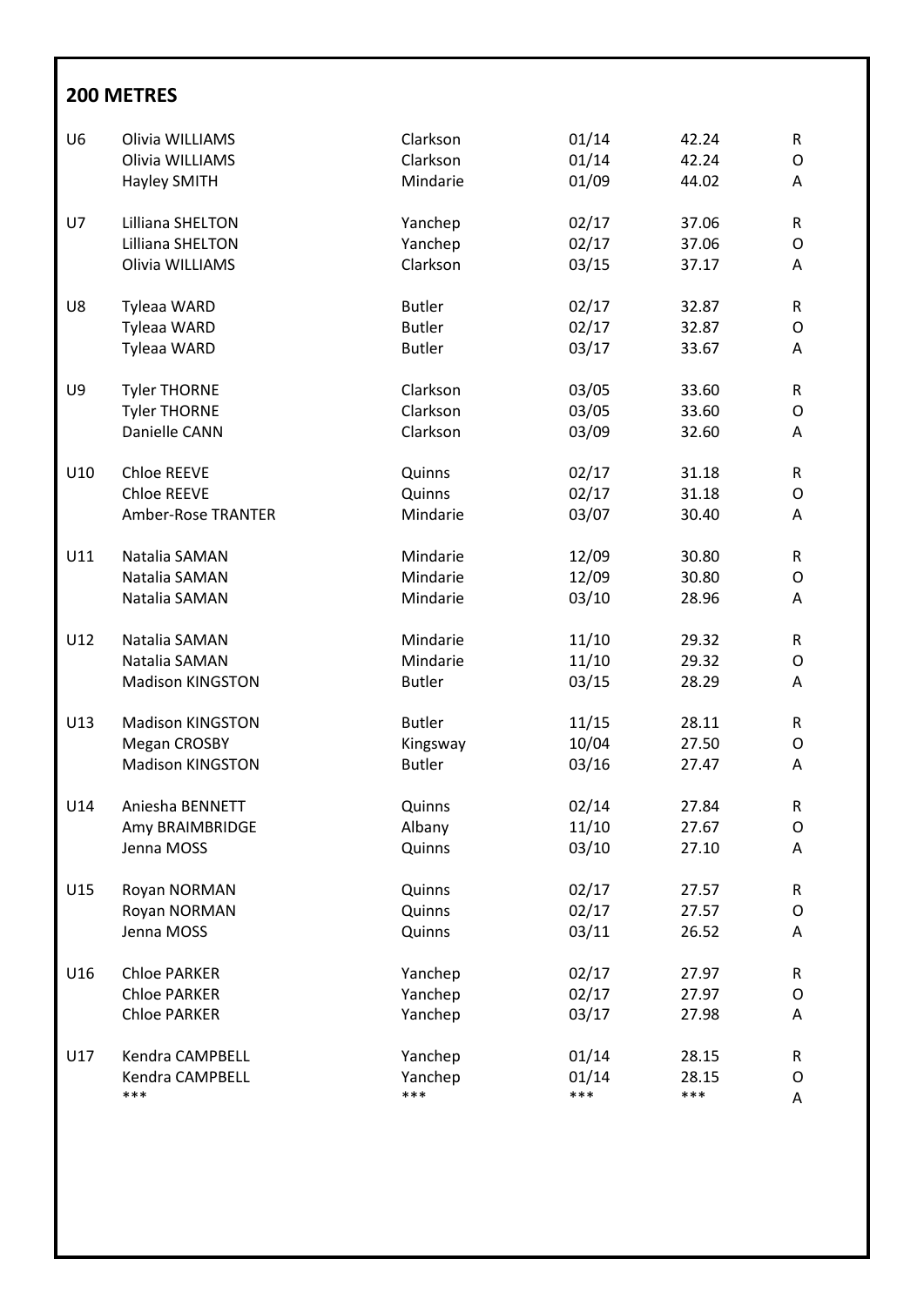## 200 METRES

| | | | | | |
|---|---|---|---|---|---|
| U6 | Olivia WILLIAMS | Clarkson | 01/14 | 42.24 | R |
| | Olivia WILLIAMS | Clarkson | 01/14 | 42.24 | O |
| | Hayley SMITH | Mindarie | 01/09 | 44.02 | A |
| U7 | Lilliana SHELTON | Yanchep | 02/17 | 37.06 | R |
| | Lilliana SHELTON | Yanchep | 02/17 | 37.06 | O |
| | Olivia WILLIAMS | Clarkson | 03/15 | 37.17 | A |
| U8 | Tyleaa WARD | Butler | 02/17 | 32.87 | R |
| | Tyleaa WARD | Butler | 02/17 | 32.87 | O |
| | Tyleaa WARD | Butler | 03/17 | 33.67 | A |
| U9 | Tyler THORNE | Clarkson | 03/05 | 33.60 | R |
| | Tyler THORNE | Clarkson | 03/05 | 33.60 | O |
| | Danielle CANN | Clarkson | 03/09 | 32.60 | A |
| U10 | Chloe REEVE | Quinns | 02/17 | 31.18 | R |
| | Chloe REEVE | Quinns | 02/17 | 31.18 | O |
| | Amber-Rose TRANTER | Mindarie | 03/07 | 30.40 | A |
| U11 | Natalia SAMAN | Mindarie | 12/09 | 30.80 | R |
| | Natalia SAMAN | Mindarie | 12/09 | 30.80 | O |
| | Natalia SAMAN | Mindarie | 03/10 | 28.96 | A |
| U12 | Natalia SAMAN | Mindarie | 11/10 | 29.32 | R |
| | Natalia SAMAN | Mindarie | 11/10 | 29.32 | O |
| | Madison KINGSTON | Butler | 03/15 | 28.29 | A |
| U13 | Madison KINGSTON | Butler | 11/15 | 28.11 | R |
| | Megan CROSBY | Kingsway | 10/04 | 27.50 | O |
| | Madison KINGSTON | Butler | 03/16 | 27.47 | A |
| U14 | Aniesha BENNETT | Quinns | 02/14 | 27.84 | R |
| | Amy BRAIMBRIDGE | Albany | 11/10 | 27.67 | O |
| | Jenna MOSS | Quinns | 03/10 | 27.10 | A |
| U15 | Royan NORMAN | Quinns | 02/17 | 27.57 | R |
| | Royan NORMAN | Quinns | 02/17 | 27.57 | O |
| | Jenna MOSS | Quinns | 03/11 | 26.52 | A |
| U16 | Chloe PARKER | Yanchep | 02/17 | 27.97 | R |
| | Chloe PARKER | Yanchep | 02/17 | 27.97 | O |
| | Chloe PARKER | Yanchep | 03/17 | 27.98 | A |
| U17 | Kendra CAMPBELL | Yanchep | 01/14 | 28.15 | R |
| | Kendra CAMPBELL | Yanchep | 01/14 | 28.15 | O |
| | *** | *** | *** | *** | A |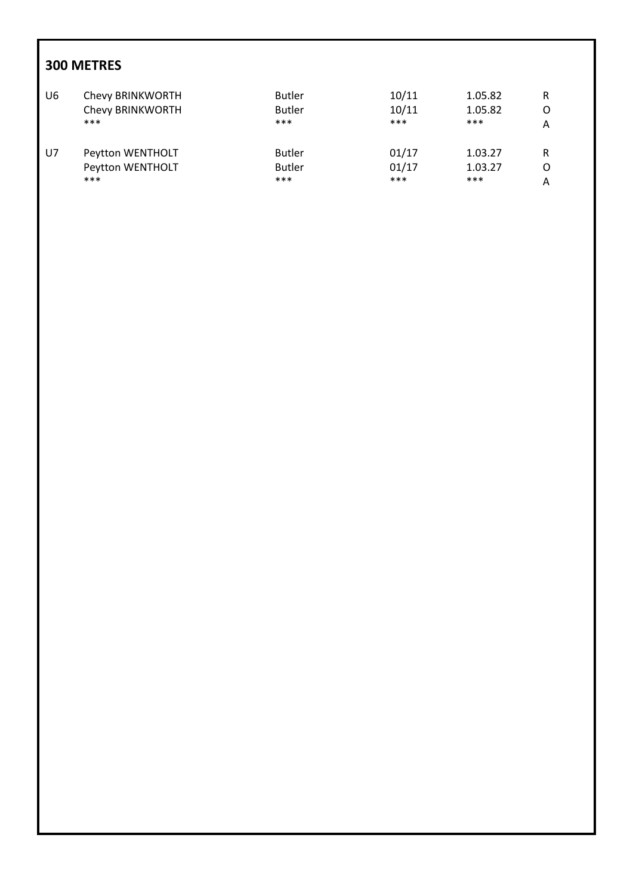## 300 METRES

| | | | | | |
|---|---|---|---|---|---|
| U6 | Chevy BRINKWORTH | Butler | 10/11 | 1.05.82 | R |
| | Chevy BRINKWORTH | Butler | 10/11 | 1.05.82 | O |
| | *** | *** | *** | *** | A |
| U7 | Peytton WENTHOLT | Butler | 01/17 | 1.03.27 | R |
| | Peytton WENTHOLT | Butler | 01/17 | 1.03.27 | O |
| | *** | *** | *** | *** | A |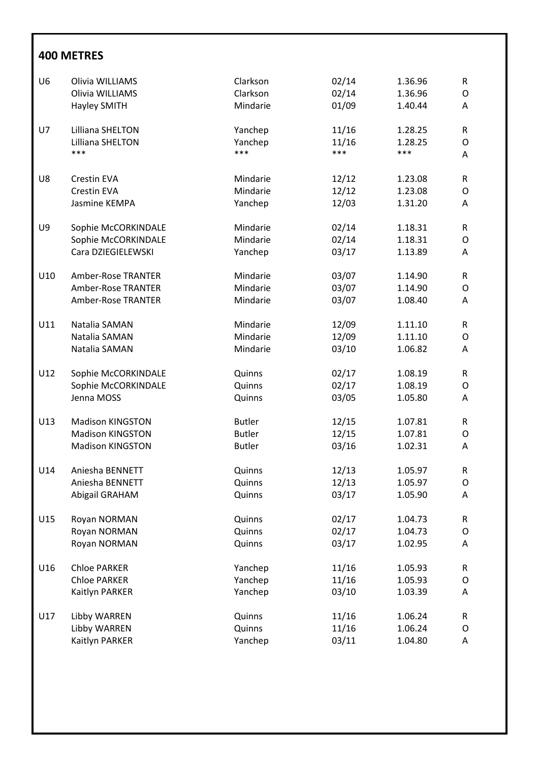## 400 METRES

| | | | | | |
|---|---|---|---|---|---|
| U6 | Olivia WILLIAMS | Clarkson | 02/14 | 1.36.96 | R |
| | Olivia WILLIAMS | Clarkson | 02/14 | 1.36.96 | O |
| | Hayley SMITH | Mindarie | 01/09 | 1.40.44 | A |
| U7 | Lilliana SHELTON | Yanchep | 11/16 | 1.28.25 | R |
| | Lilliana SHELTON | Yanchep | 11/16 | 1.28.25 | O |
| | *** | *** | *** | *** | A |
| U8 | Crestin EVA | Mindarie | 12/12 | 1.23.08 | R |
| | Crestin EVA | Mindarie | 12/12 | 1.23.08 | O |
| | Jasmine KEMPA | Yanchep | 12/03 | 1.31.20 | A |
| U9 | Sophie McCORKINDALE | Mindarie | 02/14 | 1.18.31 | R |
| | Sophie McCORKINDALE | Mindarie | 02/14 | 1.18.31 | O |
| | Cara DZIEGIELEWSKI | Yanchep | 03/17 | 1.13.89 | A |
| U10 | Amber-Rose TRANTER | Mindarie | 03/07 | 1.14.90 | R |
| | Amber-Rose TRANTER | Mindarie | 03/07 | 1.14.90 | O |
| | Amber-Rose TRANTER | Mindarie | 03/07 | 1.08.40 | A |
| U11 | Natalia SAMAN | Mindarie | 12/09 | 1.11.10 | R |
| | Natalia SAMAN | Mindarie | 12/09 | 1.11.10 | O |
| | Natalia SAMAN | Mindarie | 03/10 | 1.06.82 | A |
| U12 | Sophie McCORKINDALE | Quinns | 02/17 | 1.08.19 | R |
| | Sophie McCORKINDALE | Quinns | 02/17 | 1.08.19 | O |
| | Jenna MOSS | Quinns | 03/05 | 1.05.80 | A |
| U13 | Madison KINGSTON | Butler | 12/15 | 1.07.81 | R |
| | Madison KINGSTON | Butler | 12/15 | 1.07.81 | O |
| | Madison KINGSTON | Butler | 03/16 | 1.02.31 | A |
| U14 | Aniesha BENNETT | Quinns | 12/13 | 1.05.97 | R |
| | Aniesha BENNETT | Quinns | 12/13 | 1.05.97 | O |
| | Abigail GRAHAM | Quinns | 03/17 | 1.05.90 | A |
| U15 | Royan NORMAN | Quinns | 02/17 | 1.04.73 | R |
| | Royan NORMAN | Quinns | 02/17 | 1.04.73 | O |
| | Royan NORMAN | Quinns | 03/17 | 1.02.95 | A |
| U16 | Chloe PARKER | Yanchep | 11/16 | 1.05.93 | R |
| | Chloe PARKER | Yanchep | 11/16 | 1.05.93 | O |
| | Kaitlyn PARKER | Yanchep | 03/10 | 1.03.39 | A |
| U17 | Libby WARREN | Quinns | 11/16 | 1.06.24 | R |
| | Libby WARREN | Quinns | 11/16 | 1.06.24 | O |
| | Kaitlyn PARKER | Yanchep | 03/11 | 1.04.80 | A |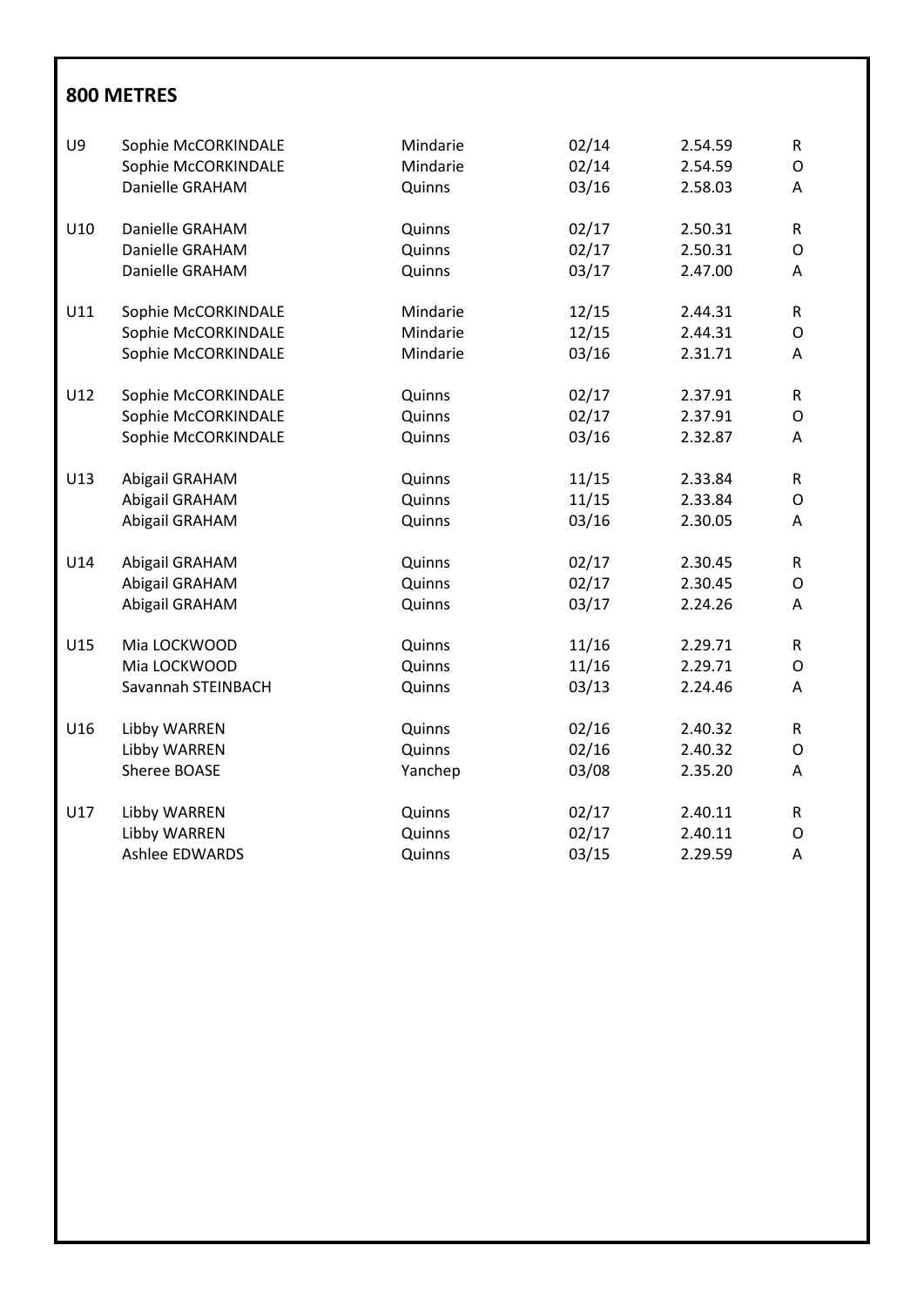## 800 METRES

| | | | | | |
|---|---|---|---|---|---|
| U9 | Sophie McCORKINDALE | Mindarie | 02/14 | 2.54.59 | R |
| | Sophie McCORKINDALE | Mindarie | 02/14 | 2.54.59 | O |
| | Danielle GRAHAM | Quinns | 03/16 | 2.58.03 | A |
| U10 | Danielle GRAHAM | Quinns | 02/17 | 2.50.31 | R |
| | Danielle GRAHAM | Quinns | 02/17 | 2.50.31 | O |
| | Danielle GRAHAM | Quinns | 03/17 | 2.47.00 | A |
| U11 | Sophie McCORKINDALE | Mindarie | 12/15 | 2.44.31 | R |
| | Sophie McCORKINDALE | Mindarie | 12/15 | 2.44.31 | O |
| | Sophie McCORKINDALE | Mindarie | 03/16 | 2.31.71 | A |
| U12 | Sophie McCORKINDALE | Quinns | 02/17 | 2.37.91 | R |
| | Sophie McCORKINDALE | Quinns | 02/17 | 2.37.91 | O |
| | Sophie McCORKINDALE | Quinns | 03/16 | 2.32.87 | A |
| U13 | Abigail GRAHAM | Quinns | 11/15 | 2.33.84 | R |
| | Abigail GRAHAM | Quinns | 11/15 | 2.33.84 | O |
| | Abigail GRAHAM | Quinns | 03/16 | 2.30.05 | A |
| U14 | Abigail GRAHAM | Quinns | 02/17 | 2.30.45 | R |
| | Abigail GRAHAM | Quinns | 02/17 | 2.30.45 | O |
| | Abigail GRAHAM | Quinns | 03/17 | 2.24.26 | A |
| U15 | Mia LOCKWOOD | Quinns | 11/16 | 2.29.71 | R |
| | Mia LOCKWOOD | Quinns | 11/16 | 2.29.71 | O |
| | Savannah STEINBACH | Quinns | 03/13 | 2.24.46 | A |
| U16 | Libby WARREN | Quinns | 02/16 | 2.40.32 | R |
| | Libby WARREN | Quinns | 02/16 | 2.40.32 | O |
| | Sheree BOASE | Yanchep | 03/08 | 2.35.20 | A |
| U17 | Libby WARREN | Quinns | 02/17 | 2.40.11 | R |
| | Libby WARREN | Quinns | 02/17 | 2.40.11 | O |
| | Ashlee EDWARDS | Quinns | 03/15 | 2.29.59 | A |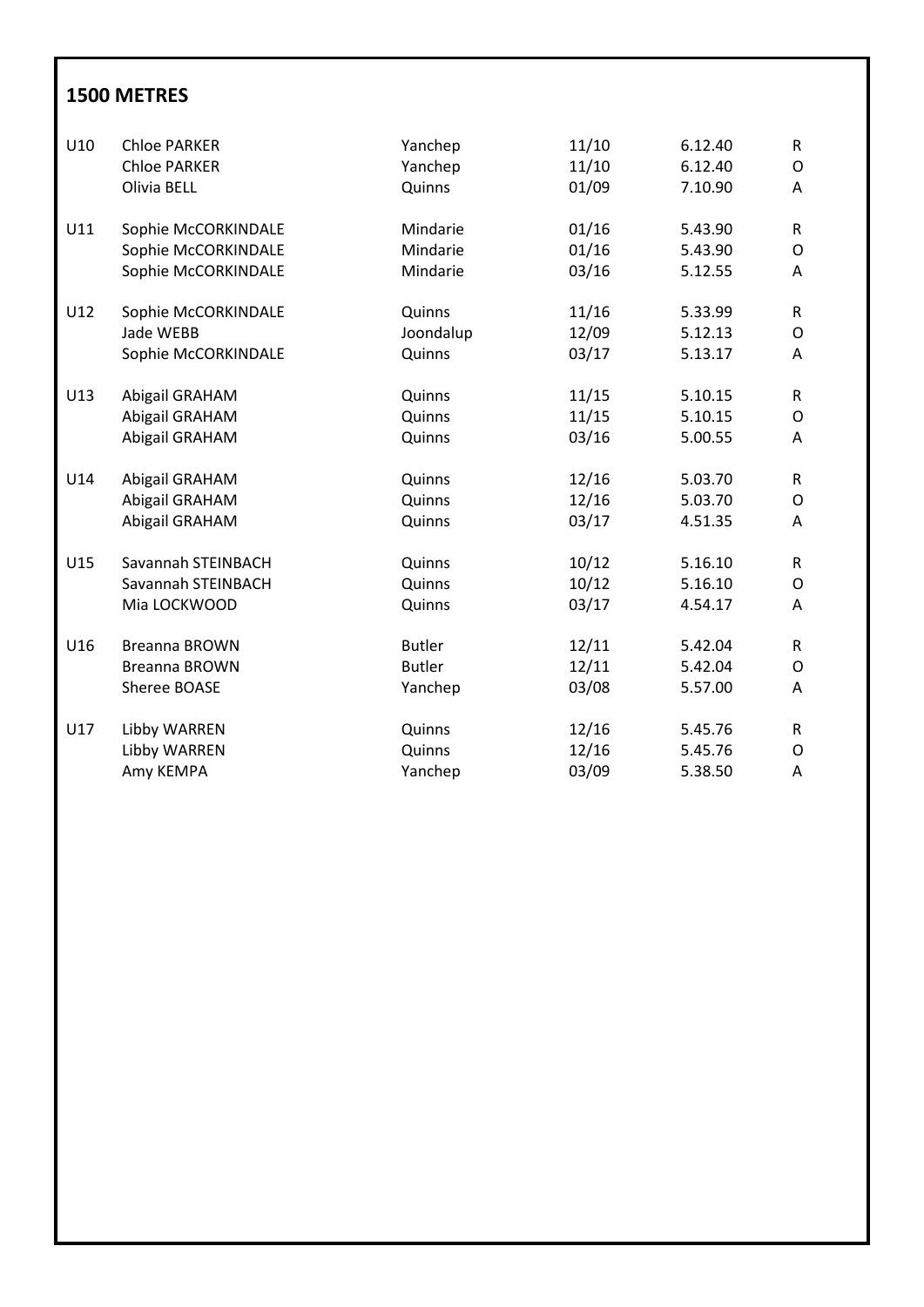## 1500 METRES

| | | | | | |
|---|---|---|---|---|---|
| U10 | Chloe PARKER | Yanchep | 11/10 | 6.12.40 | R |
| | Chloe PARKER | Yanchep | 11/10 | 6.12.40 | O |
| | Olivia BELL | Quinns | 01/09 | 7.10.90 | A |
| U11 | Sophie McCORKINDALE | Mindarie | 01/16 | 5.43.90 | R |
| | Sophie McCORKINDALE | Mindarie | 01/16 | 5.43.90 | O |
| | Sophie McCORKINDALE | Mindarie | 03/16 | 5.12.55 | A |
| U12 | Sophie McCORKINDALE | Quinns | 11/16 | 5.33.99 | R |
| | Jade WEBB | Joondalup | 12/09 | 5.12.13 | O |
| | Sophie McCORKINDALE | Quinns | 03/17 | 5.13.17 | A |
| U13 | Abigail GRAHAM | Quinns | 11/15 | 5.10.15 | R |
| | Abigail GRAHAM | Quinns | 11/15 | 5.10.15 | O |
| | Abigail GRAHAM | Quinns | 03/16 | 5.00.55 | A |
| U14 | Abigail GRAHAM | Quinns | 12/16 | 5.03.70 | R |
| | Abigail GRAHAM | Quinns | 12/16 | 5.03.70 | O |
| | Abigail GRAHAM | Quinns | 03/17 | 4.51.35 | A |
| U15 | Savannah STEINBACH | Quinns | 10/12 | 5.16.10 | R |
| | Savannah STEINBACH | Quinns | 10/12 | 5.16.10 | O |
| | Mia LOCKWOOD | Quinns | 03/17 | 4.54.17 | A |
| U16 | Breanna BROWN | Butler | 12/11 | 5.42.04 | R |
| | Breanna BROWN | Butler | 12/11 | 5.42.04 | O |
| | Sheree BOASE | Yanchep | 03/08 | 5.57.00 | A |
| U17 | Libby WARREN | Quinns | 12/16 | 5.45.76 | R |
| | Libby WARREN | Quinns | 12/16 | 5.45.76 | O |
| | Amy KEMPA | Yanchep | 03/09 | 5.38.50 | A |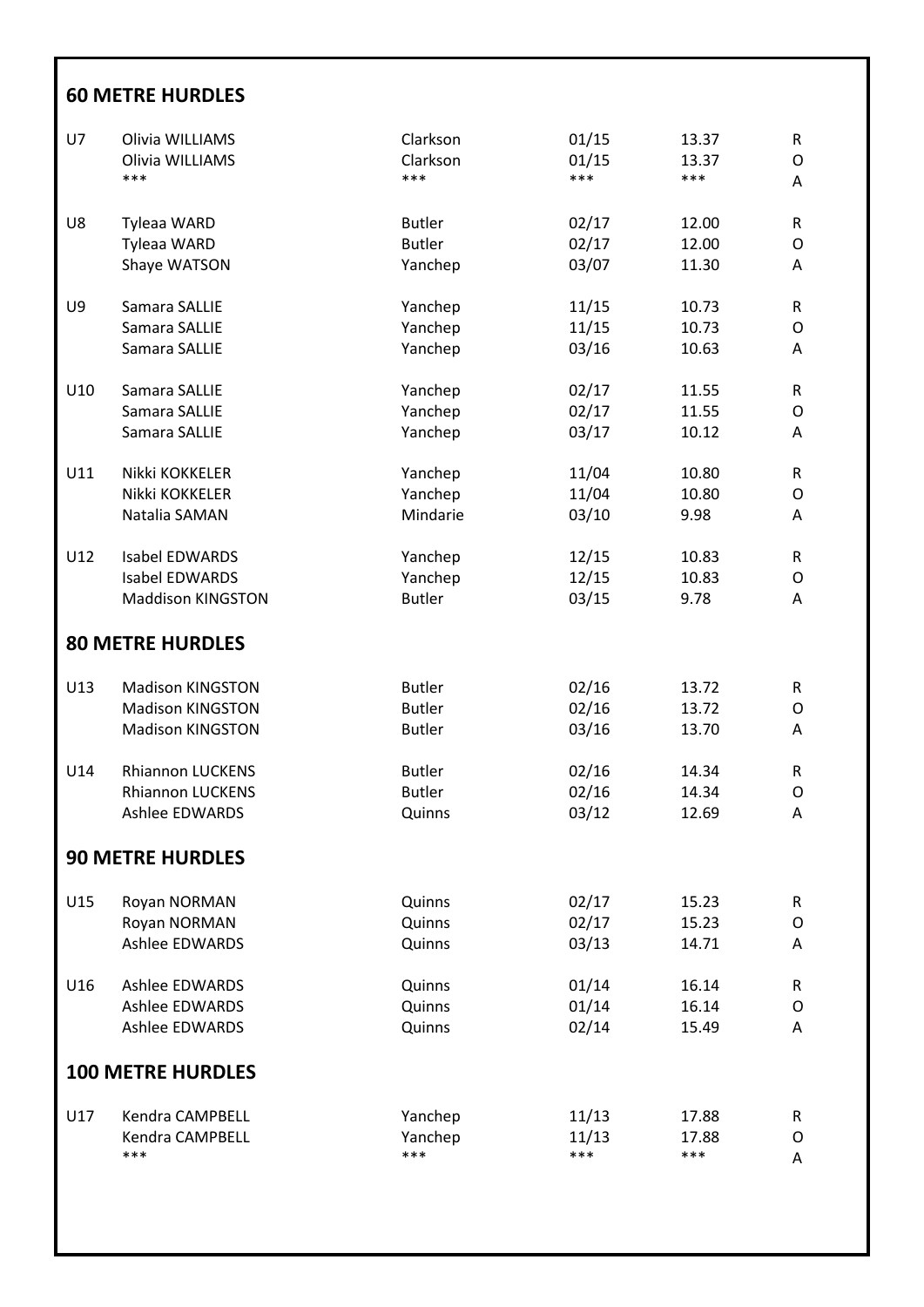## 60 METRE HURDLES

| | | | | | |
|---|---|---|---|---|---|
| U7 | Olivia WILLIAMS | Clarkson | 01/15 | 13.37 | R |
| | Olivia WILLIAMS | Clarkson | 01/15 | 13.37 | O |
| | *** | *** | *** | *** | A |
| U8 | Tyleaa WARD | Butler | 02/17 | 12.00 | R |
| | Tyleaa WARD | Butler | 02/17 | 12.00 | O |
| | Shaye WATSON | Yanchep | 03/07 | 11.30 | A |
| U9 | Samara SALLIE | Yanchep | 11/15 | 10.73 | R |
| | Samara SALLIE | Yanchep | 11/15 | 10.73 | O |
| | Samara SALLIE | Yanchep | 03/16 | 10.63 | A |
| U10 | Samara SALLIE | Yanchep | 02/17 | 11.55 | R |
| | Samara SALLIE | Yanchep | 02/17 | 11.55 | O |
| | Samara SALLIE | Yanchep | 03/17 | 10.12 | A |
| U11 | Nikki KOKKELER | Yanchep | 11/04 | 10.80 | R |
| | Nikki KOKKELER | Yanchep | 11/04 | 10.80 | O |
| | Natalia SAMAN | Mindarie | 03/10 | 9.98 | A |
| U12 | Isabel EDWARDS | Yanchep | 12/15 | 10.83 | R |
| | Isabel EDWARDS | Yanchep | 12/15 | 10.83 | O |
| | Maddison KINGSTON | Butler | 03/15 | 9.78 | A |

## 80 METRE HURDLES

| | | | | | |
|---|---|---|---|---|---|
| U13 | Madison KINGSTON | Butler | 02/16 | 13.72 | R |
| | Madison KINGSTON | Butler | 02/16 | 13.72 | O |
| | Madison KINGSTON | Butler | 03/16 | 13.70 | A |
| U14 | Rhiannon LUCKENS | Butler | 02/16 | 14.34 | R |
| | Rhiannon LUCKENS | Butler | 02/16 | 14.34 | O |
| | Ashlee EDWARDS | Quinns | 03/12 | 12.69 | A |

## 90 METRE HURDLES

| | | | | | |
|---|---|---|---|---|---|
| U15 | Royan NORMAN | Quinns | 02/17 | 15.23 | R |
| | Royan NORMAN | Quinns | 02/17 | 15.23 | O |
| | Ashlee EDWARDS | Quinns | 03/13 | 14.71 | A |
| U16 | Ashlee EDWARDS | Quinns | 01/14 | 16.14 | R |
| | Ashlee EDWARDS | Quinns | 01/14 | 16.14 | O |
| | Ashlee EDWARDS | Quinns | 02/14 | 15.49 | A |

## 100 METRE HURDLES

| | | | | | |
|---|---|---|---|---|---|
| U17 | Kendra CAMPBELL | Yanchep | 11/13 | 17.88 | R |
| | Kendra CAMPBELL | Yanchep | 11/13 | 17.88 | O |
| | *** | *** | *** | *** | A |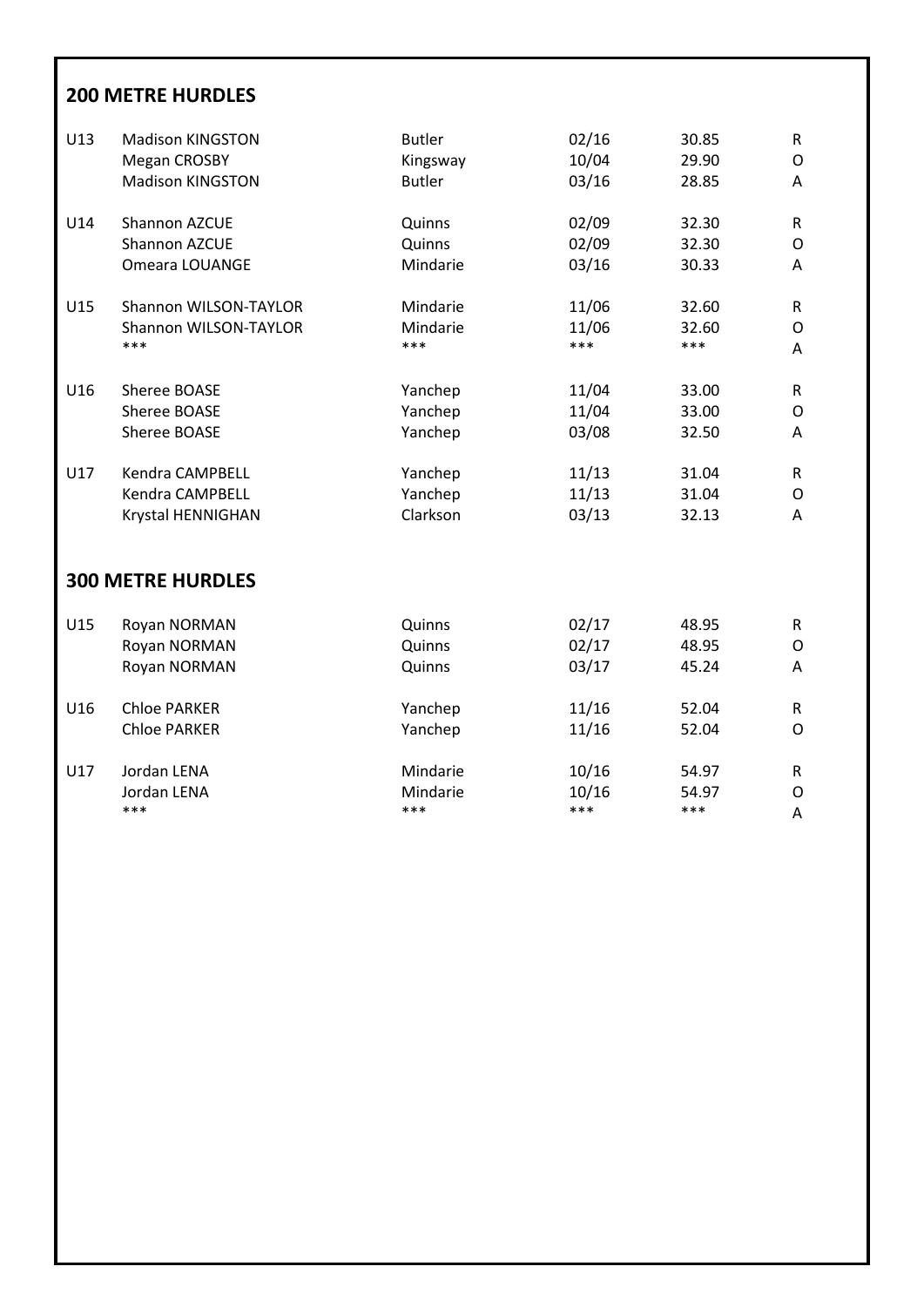## 200 METRE HURDLES

| | | | | | |
|---|---|---|---|---|---|
| U13 | Madison KINGSTON | Butler | 02/16 | 30.85 | R |
| | Megan CROSBY | Kingsway | 10/04 | 29.90 | O |
| | Madison KINGSTON | Butler | 03/16 | 28.85 | A |
| U14 | Shannon AZCUE | Quinns | 02/09 | 32.30 | R |
| | Shannon AZCUE | Quinns | 02/09 | 32.30 | O |
| | Omeara LOUANGE | Mindarie | 03/16 | 30.33 | A |
| U15 | Shannon WILSON-TAYLOR | Mindarie | 11/06 | 32.60 | R |
| | Shannon WILSON-TAYLOR | Mindarie | 11/06 | 32.60 | O |
| | *** | *** | *** | *** | A |
| U16 | Sheree BOASE | Yanchep | 11/04 | 33.00 | R |
| | Sheree BOASE | Yanchep | 11/04 | 33.00 | O |
| | Sheree BOASE | Yanchep | 03/08 | 32.50 | A |
| U17 | Kendra CAMPBELL | Yanchep | 11/13 | 31.04 | R |
| | Kendra CAMPBELL | Yanchep | 11/13 | 31.04 | O |
| | Krystal HENNIGHAN | Clarkson | 03/13 | 32.13 | A |

## 300 METRE HURDLES

| | | | | | |
|---|---|---|---|---|---|
| U15 | Royan NORMAN | Quinns | 02/17 | 48.95 | R |
| | Royan NORMAN | Quinns | 02/17 | 48.95 | O |
| | Royan NORMAN | Quinns | 03/17 | 45.24 | A |
| U16 | Chloe PARKER | Yanchep | 11/16 | 52.04 | R |
| | Chloe PARKER | Yanchep | 11/16 | 52.04 | O |
| U17 | Jordan LENA | Mindarie | 10/16 | 54.97 | R |
| | Jordan LENA | Mindarie | 10/16 | 54.97 | O |
| | *** | *** | *** | *** | A |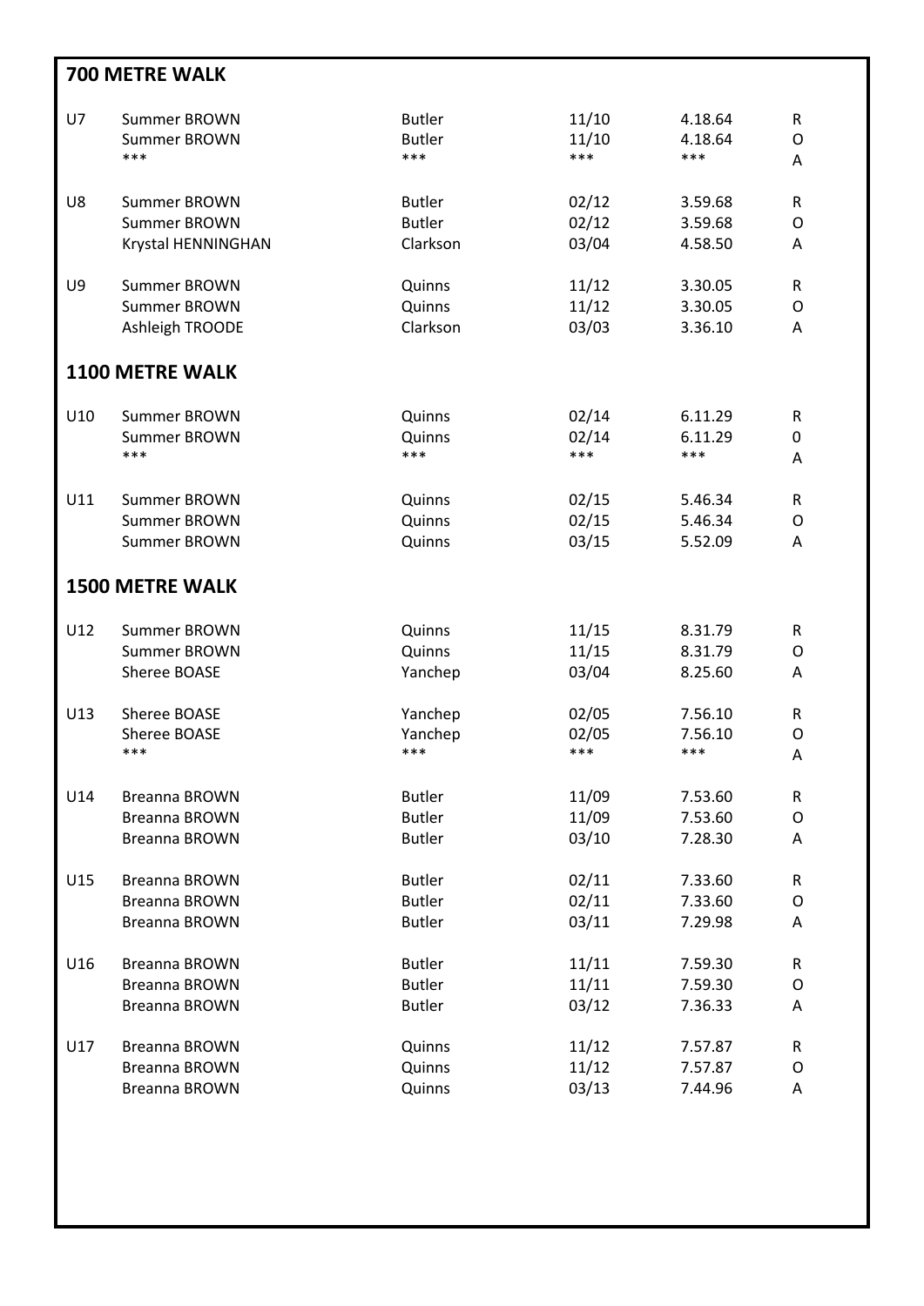## 700 METRE WALK

| | | | | | |
|---|---|---|---|---|---|
| U7 | Summer BROWN | Butler | 11/10 | 4.18.64 | R |
| | Summer BROWN | Butler | 11/10 | 4.18.64 | O |
| | *** | *** | *** | *** | A |
| U8 | Summer BROWN | Butler | 02/12 | 3.59.68 | R |
| | Summer BROWN | Butler | 02/12 | 3.59.68 | O |
| | Krystal HENNINGHAN | Clarkson | 03/04 | 4.58.50 | A |
| U9 | Summer BROWN | Quinns | 11/12 | 3.30.05 | R |
| | Summer BROWN | Quinns | 11/12 | 3.30.05 | O |
| | Ashleigh TROODE | Clarkson | 03/03 | 3.36.10 | A |

## 1100 METRE WALK

| | | | | | |
|---|---|---|---|---|---|
| U10 | Summer BROWN | Quinns | 02/14 | 6.11.29 | R |
| | Summer BROWN | Quinns | 02/14 | 6.11.29 | 0 |
| | *** | *** | *** | *** | A |
| U11 | Summer BROWN | Quinns | 02/15 | 5.46.34 | R |
| | Summer BROWN | Quinns | 02/15 | 5.46.34 | O |
| | Summer BROWN | Quinns | 03/15 | 5.52.09 | A |

## 1500 METRE WALK

| | | | | | |
|---|---|---|---|---|---|
| U12 | Summer BROWN | Quinns | 11/15 | 8.31.79 | R |
| | Summer BROWN | Quinns | 11/15 | 8.31.79 | O |
| | Sheree BOASE | Yanchep | 03/04 | 8.25.60 | A |
| U13 | Sheree BOASE | Yanchep | 02/05 | 7.56.10 | R |
| | Sheree BOASE | Yanchep | 02/05 | 7.56.10 | O |
| | *** | *** | *** | *** | A |
| U14 | Breanna BROWN | Butler | 11/09 | 7.53.60 | R |
| | Breanna BROWN | Butler | 11/09 | 7.53.60 | O |
| | Breanna BROWN | Butler | 03/10 | 7.28.30 | A |
| U15 | Breanna BROWN | Butler | 02/11 | 7.33.60 | R |
| | Breanna BROWN | Butler | 02/11 | 7.33.60 | O |
| | Breanna BROWN | Butler | 03/11 | 7.29.98 | A |
| U16 | Breanna BROWN | Butler | 11/11 | 7.59.30 | R |
| | Breanna BROWN | Butler | 11/11 | 7.59.30 | O |
| | Breanna BROWN | Butler | 03/12 | 7.36.33 | A |
| U17 | Breanna BROWN | Quinns | 11/12 | 7.57.87 | R |
| | Breanna BROWN | Quinns | 11/12 | 7.57.87 | O |
| | Breanna BROWN | Quinns | 03/13 | 7.44.96 | A |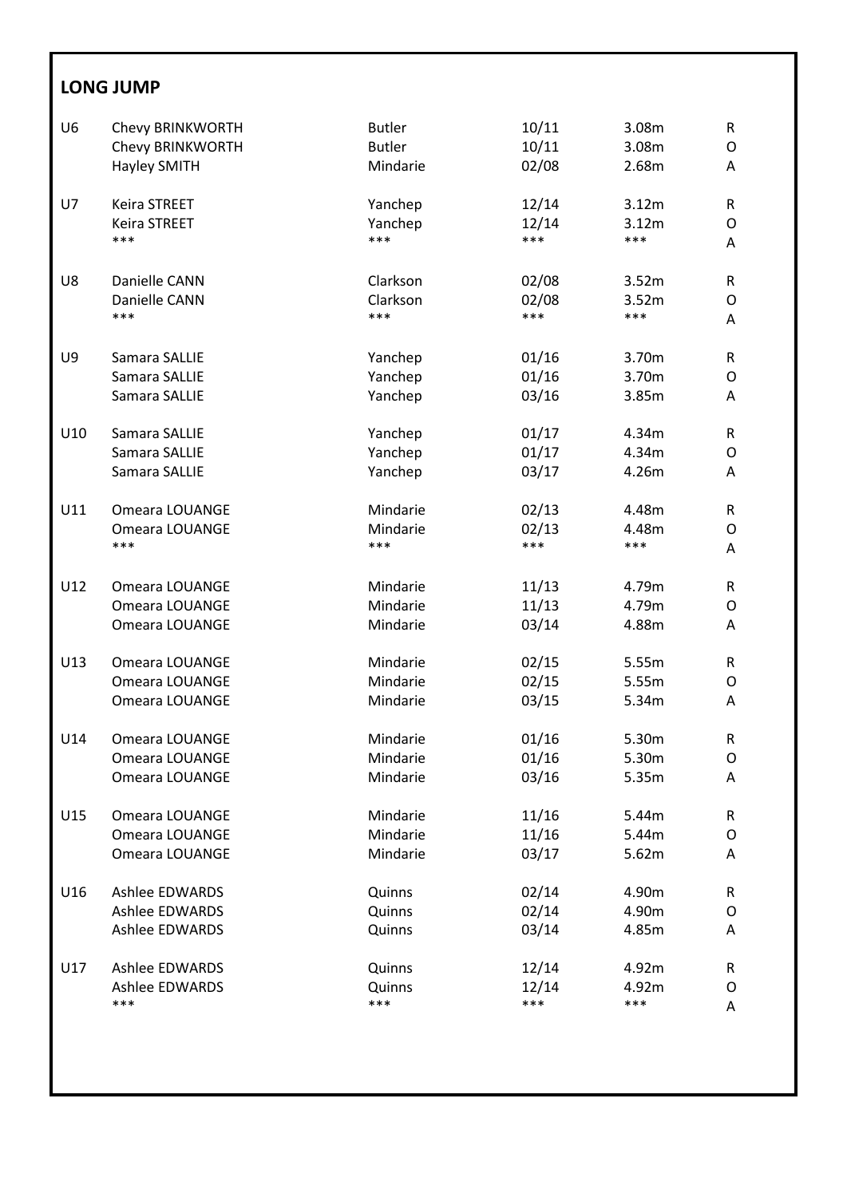## LONG JUMP

| | | | | | |
|---|---|---|---|---|---|
| U6 | Chevy BRINKWORTH | Butler | 10/11 | 3.08m | R |
| | Chevy BRINKWORTH | Butler | 10/11 | 3.08m | O |
| | Hayley SMITH | Mindarie | 02/08 | 2.68m | A |
| U7 | Keira STREET | Yanchep | 12/14 | 3.12m | R |
| | Keira STREET | Yanchep | 12/14 | 3.12m | O |
| | *** | *** | *** | *** | A |
| U8 | Danielle CANN | Clarkson | 02/08 | 3.52m | R |
| | Danielle CANN | Clarkson | 02/08 | 3.52m | O |
| | *** | *** | *** | *** | A |
| U9 | Samara SALLIE | Yanchep | 01/16 | 3.70m | R |
| | Samara SALLIE | Yanchep | 01/16 | 3.70m | O |
| | Samara SALLIE | Yanchep | 03/16 | 3.85m | A |
| U10 | Samara SALLIE | Yanchep | 01/17 | 4.34m | R |
| | Samara SALLIE | Yanchep | 01/17 | 4.34m | O |
| | Samara SALLIE | Yanchep | 03/17 | 4.26m | A |
| U11 | Omeara LOUANGE | Mindarie | 02/13 | 4.48m | R |
| | Omeara LOUANGE | Mindarie | 02/13 | 4.48m | O |
| | *** | *** | *** | *** | A |
| U12 | Omeara LOUANGE | Mindarie | 11/13 | 4.79m | R |
| | Omeara LOUANGE | Mindarie | 11/13 | 4.79m | O |
| | Omeara LOUANGE | Mindarie | 03/14 | 4.88m | A |
| U13 | Omeara LOUANGE | Mindarie | 02/15 | 5.55m | R |
| | Omeara LOUANGE | Mindarie | 02/15 | 5.55m | O |
| | Omeara LOUANGE | Mindarie | 03/15 | 5.34m | A |
| U14 | Omeara LOUANGE | Mindarie | 01/16 | 5.30m | R |
| | Omeara LOUANGE | Mindarie | 01/16 | 5.30m | O |
| | Omeara LOUANGE | Mindarie | 03/16 | 5.35m | A |
| U15 | Omeara LOUANGE | Mindarie | 11/16 | 5.44m | R |
| | Omeara LOUANGE | Mindarie | 11/16 | 5.44m | O |
| | Omeara LOUANGE | Mindarie | 03/17 | 5.62m | A |
| U16 | Ashlee EDWARDS | Quinns | 02/14 | 4.90m | R |
| | Ashlee EDWARDS | Quinns | 02/14 | 4.90m | O |
| | Ashlee EDWARDS | Quinns | 03/14 | 4.85m | A |
| U17 | Ashlee EDWARDS | Quinns | 12/14 | 4.92m | R |
| | Ashlee EDWARDS | Quinns | 12/14 | 4.92m | O |
| | *** | *** | *** | *** | A |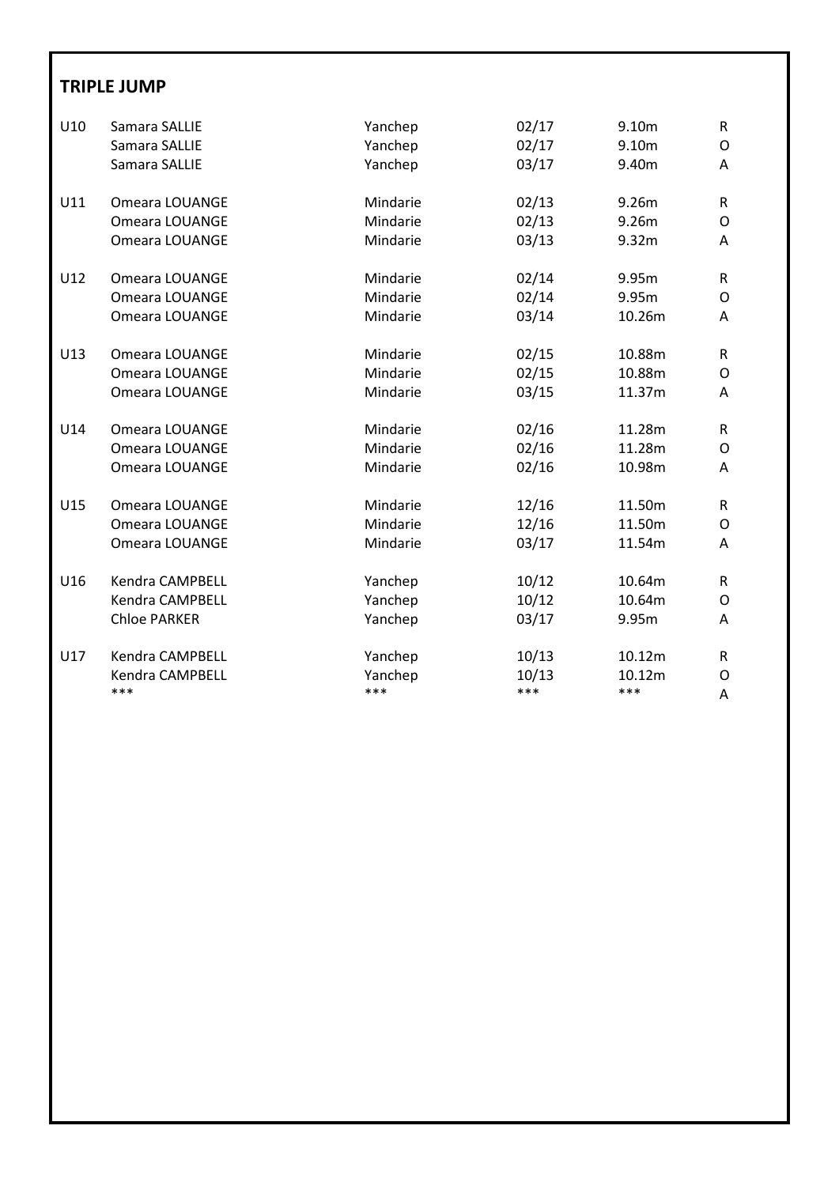## TRIPLE JUMP

| | | | | | |
|---|---|---|---|---|---|
| U10 | Samara SALLIE | Yanchep | 02/17 | 9.10m | R |
| | Samara SALLIE | Yanchep | 02/17 | 9.10m | O |
| | Samara SALLIE | Yanchep | 03/17 | 9.40m | A |
| U11 | Omeara LOUANGE | Mindarie | 02/13 | 9.26m | R |
| | Omeara LOUANGE | Mindarie | 02/13 | 9.26m | O |
| | Omeara LOUANGE | Mindarie | 03/13 | 9.32m | A |
| U12 | Omeara LOUANGE | Mindarie | 02/14 | 9.95m | R |
| | Omeara LOUANGE | Mindarie | 02/14 | 9.95m | O |
| | Omeara LOUANGE | Mindarie | 03/14 | 10.26m | A |
| U13 | Omeara LOUANGE | Mindarie | 02/15 | 10.88m | R |
| | Omeara LOUANGE | Mindarie | 02/15 | 10.88m | O |
| | Omeara LOUANGE | Mindarie | 03/15 | 11.37m | A |
| U14 | Omeara LOUANGE | Mindarie | 02/16 | 11.28m | R |
| | Omeara LOUANGE | Mindarie | 02/16 | 11.28m | O |
| | Omeara LOUANGE | Mindarie | 02/16 | 10.98m | A |
| U15 | Omeara LOUANGE | Mindarie | 12/16 | 11.50m | R |
| | Omeara LOUANGE | Mindarie | 12/16 | 11.50m | O |
| | Omeara LOUANGE | Mindarie | 03/17 | 11.54m | A |
| U16 | Kendra CAMPBELL | Yanchep | 10/12 | 10.64m | R |
| | Kendra CAMPBELL | Yanchep | 10/12 | 10.64m | O |
| | Chloe PARKER | Yanchep | 03/17 | 9.95m | A |
| U17 | Kendra CAMPBELL | Yanchep | 10/13 | 10.12m | R |
| | Kendra CAMPBELL | Yanchep | 10/13 | 10.12m | O |
| | *** | *** | *** | *** | A |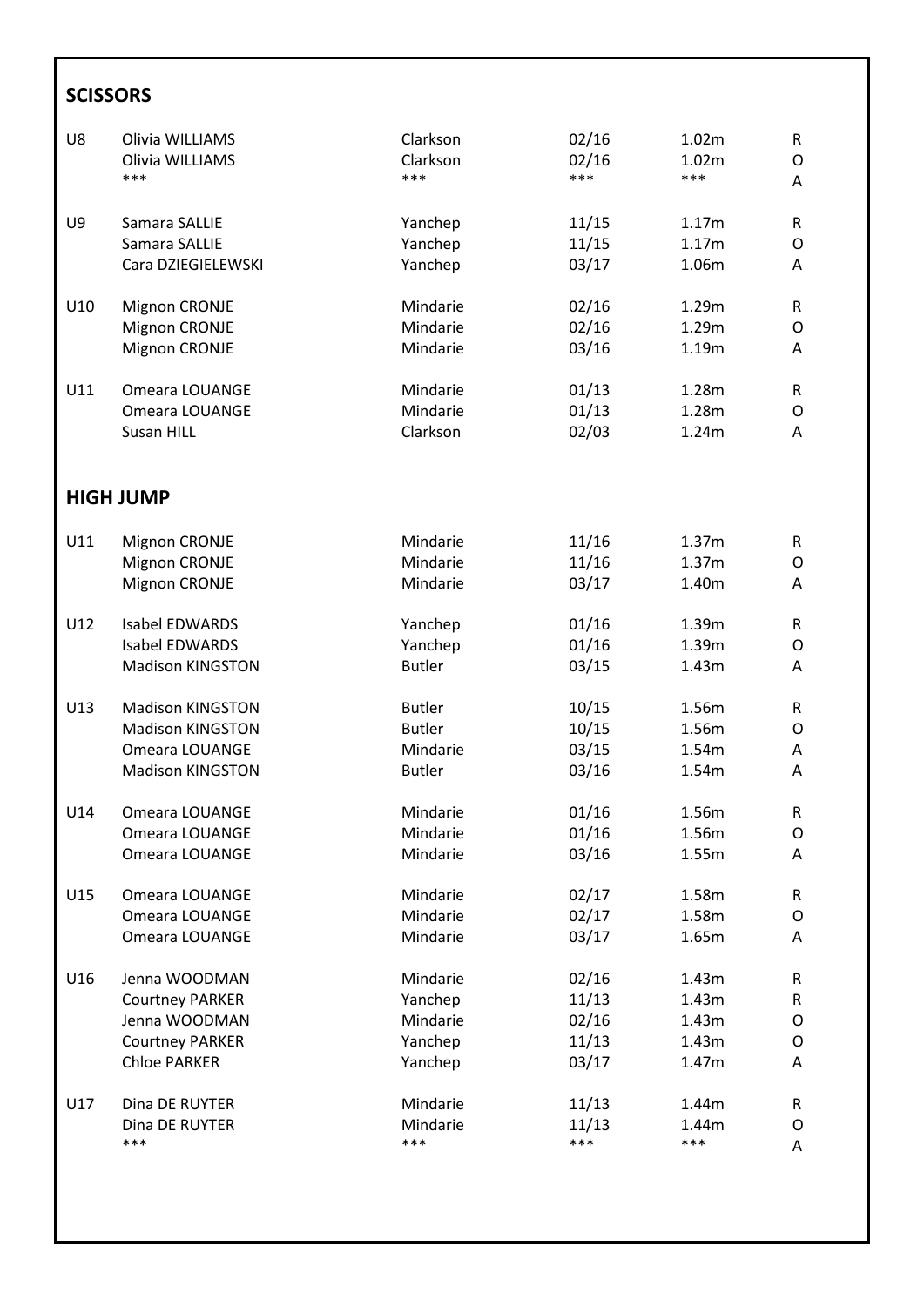## SCISSORS

| | | | | | |
|---|---|---|---|---|---|
| U8 | Olivia WILLIAMS | Clarkson | 02/16 | 1.02m | R |
| | Olivia WILLIAMS | Clarkson | 02/16 | 1.02m | O |
| | *** | *** | *** | *** | A |
| U9 | Samara SALLIE | Yanchep | 11/15 | 1.17m | R |
| | Samara SALLIE | Yanchep | 11/15 | 1.17m | O |
| | Cara DZIEGIELEWSKI | Yanchep | 03/17 | 1.06m | A |
| U10 | Mignon CRONJE | Mindarie | 02/16 | 1.29m | R |
| | Mignon CRONJE | Mindarie | 02/16 | 1.29m | O |
| | Mignon CRONJE | Mindarie | 03/16 | 1.19m | A |
| U11 | Omeara LOUANGE | Mindarie | 01/13 | 1.28m | R |
| | Omeara LOUANGE | Mindarie | 01/13 | 1.28m | O |
| | Susan HILL | Clarkson | 02/03 | 1.24m | A |

## HIGH JUMP

| | | | | | |
|---|---|---|---|---|---|
| U11 | Mignon CRONJE | Mindarie | 11/16 | 1.37m | R |
| | Mignon CRONJE | Mindarie | 11/16 | 1.37m | O |
| | Mignon CRONJE | Mindarie | 03/17 | 1.40m | A |
| U12 | Isabel EDWARDS | Yanchep | 01/16 | 1.39m | R |
| | Isabel EDWARDS | Yanchep | 01/16 | 1.39m | O |
| | Madison KINGSTON | Butler | 03/15 | 1.43m | A |
| U13 | Madison KINGSTON | Butler | 10/15 | 1.56m | R |
| | Madison KINGSTON | Butler | 10/15 | 1.56m | O |
| | Omeara LOUANGE | Mindarie | 03/15 | 1.54m | A |
| | Madison KINGSTON | Butler | 03/16 | 1.54m | A |
| U14 | Omeara LOUANGE | Mindarie | 01/16 | 1.56m | R |
| | Omeara LOUANGE | Mindarie | 01/16 | 1.56m | O |
| | Omeara LOUANGE | Mindarie | 03/16 | 1.55m | A |
| U15 | Omeara LOUANGE | Mindarie | 02/17 | 1.58m | R |
| | Omeara LOUANGE | Mindarie | 02/17 | 1.58m | O |
| | Omeara LOUANGE | Mindarie | 03/17 | 1.65m | A |
| U16 | Jenna WOODMAN | Mindarie | 02/16 | 1.43m | R |
| | Courtney PARKER | Yanchep | 11/13 | 1.43m | R |
| | Jenna WOODMAN | Mindarie | 02/16 | 1.43m | O |
| | Courtney PARKER | Yanchep | 11/13 | 1.43m | O |
| | Chloe PARKER | Yanchep | 03/17 | 1.47m | A |
| U17 | Dina DE RUYTER | Mindarie | 11/13 | 1.44m | R |
| | Dina DE RUYTER | Mindarie | 11/13 | 1.44m | O |
| | *** | *** | *** | *** | A |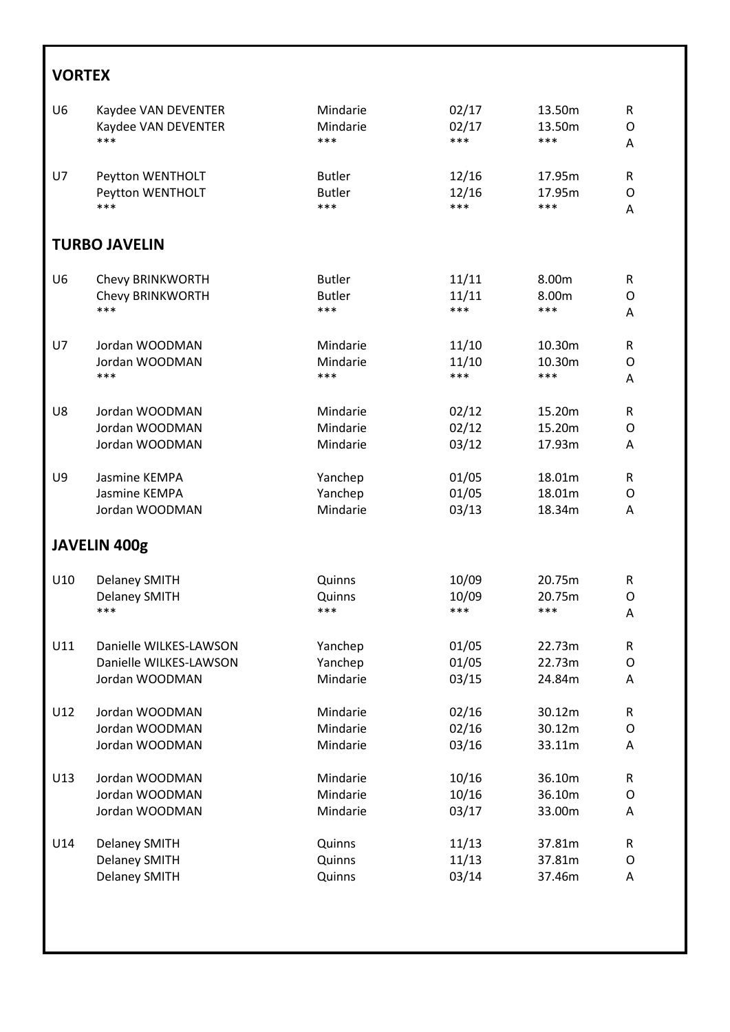## VORTEX

| | | | | | |
|---|---|---|---|---|---|
| U6 | Kaydee VAN DEVENTER | Mindarie | 02/17 | 13.50m | R |
| | Kaydee VAN DEVENTER | Mindarie | 02/17 | 13.50m | O |
| | *** | *** | *** | *** | A |
| U7 | Peytton WENTHOLT | Butler | 12/16 | 17.95m | R |
| | Peytton WENTHOLT | Butler | 12/16 | 17.95m | O |
| | *** | *** | *** | *** | A |

## TURBO JAVELIN

| | | | | | |
|---|---|---|---|---|---|
| U6 | Chevy BRINKWORTH | Butler | 11/11 | 8.00m | R |
| | Chevy BRINKWORTH | Butler | 11/11 | 8.00m | O |
| | *** | *** | *** | *** | A |
| U7 | Jordan WOODMAN | Mindarie | 11/10 | 10.30m | R |
| | Jordan WOODMAN | Mindarie | 11/10 | 10.30m | O |
| | *** | *** | *** | *** | A |
| U8 | Jordan WOODMAN | Mindarie | 02/12 | 15.20m | R |
| | Jordan WOODMAN | Mindarie | 02/12 | 15.20m | O |
| | Jordan WOODMAN | Mindarie | 03/12 | 17.93m | A |
| U9 | Jasmine KEMPA | Yanchep | 01/05 | 18.01m | R |
| | Jasmine KEMPA | Yanchep | 01/05 | 18.01m | O |
| | Jordan WOODMAN | Mindarie | 03/13 | 18.34m | A |

## JAVELIN 400g

| | | | | | |
|---|---|---|---|---|---|
| U10 | Delaney SMITH | Quinns | 10/09 | 20.75m | R |
| | Delaney SMITH | Quinns | 10/09 | 20.75m | O |
| | *** | *** | *** | *** | A |
| U11 | Danielle WILKES-LAWSON | Yanchep | 01/05 | 22.73m | R |
| | Danielle WILKES-LAWSON | Yanchep | 01/05 | 22.73m | O |
| | Jordan WOODMAN | Mindarie | 03/15 | 24.84m | A |
| U12 | Jordan WOODMAN | Mindarie | 02/16 | 30.12m | R |
| | Jordan WOODMAN | Mindarie | 02/16 | 30.12m | O |
| | Jordan WOODMAN | Mindarie | 03/16 | 33.11m | A |
| U13 | Jordan WOODMAN | Mindarie | 10/16 | 36.10m | R |
| | Jordan WOODMAN | Mindarie | 10/16 | 36.10m | O |
| | Jordan WOODMAN | Mindarie | 03/17 | 33.00m | A |
| U14 | Delaney SMITH | Quinns | 11/13 | 37.81m | R |
| | Delaney SMITH | Quinns | 11/13 | 37.81m | O |
| | Delaney SMITH | Quinns | 03/14 | 37.46m | A |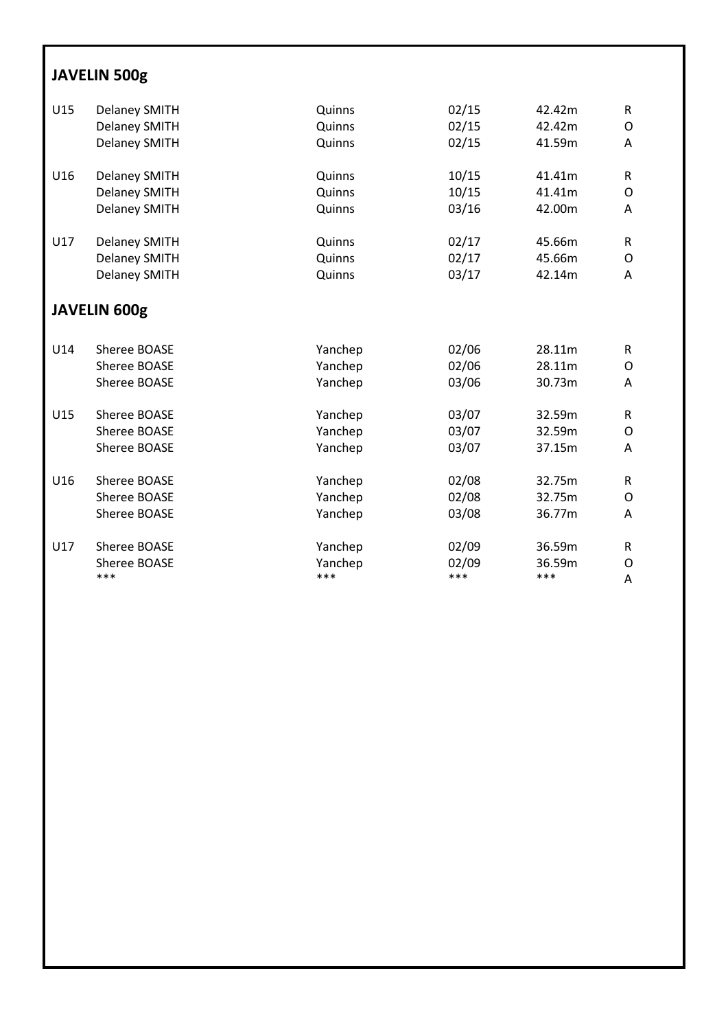## JAVELIN 500g

| | | | | | |
|---|---|---|---|---|---|
| U15 | Delaney SMITH | Quinns | 02/15 | 42.42m | R |
| | Delaney SMITH | Quinns | 02/15 | 42.42m | O |
| | Delaney SMITH | Quinns | 02/15 | 41.59m | A |
| U16 | Delaney SMITH | Quinns | 10/15 | 41.41m | R |
| | Delaney SMITH | Quinns | 10/15 | 41.41m | O |
| | Delaney SMITH | Quinns | 03/16 | 42.00m | A |
| U17 | Delaney SMITH | Quinns | 02/17 | 45.66m | R |
| | Delaney SMITH | Quinns | 02/17 | 45.66m | O |
| | Delaney SMITH | Quinns | 03/17 | 42.14m | A |

## JAVELIN 600g

| | | | | | |
|---|---|---|---|---|---|
| U14 | Sheree BOASE | Yanchep | 02/06 | 28.11m | R |
| | Sheree BOASE | Yanchep | 02/06 | 28.11m | O |
| | Sheree BOASE | Yanchep | 03/06 | 30.73m | A |
| U15 | Sheree BOASE | Yanchep | 03/07 | 32.59m | R |
| | Sheree BOASE | Yanchep | 03/07 | 32.59m | O |
| | Sheree BOASE | Yanchep | 03/07 | 37.15m | A |
| U16 | Sheree BOASE | Yanchep | 02/08 | 32.75m | R |
| | Sheree BOASE | Yanchep | 02/08 | 32.75m | O |
| | Sheree BOASE | Yanchep | 03/08 | 36.77m | A |
| U17 | Sheree BOASE | Yanchep | 02/09 | 36.59m | R |
| | Sheree BOASE | Yanchep | 02/09 | 36.59m | O |
| | *** | *** | *** | *** | A |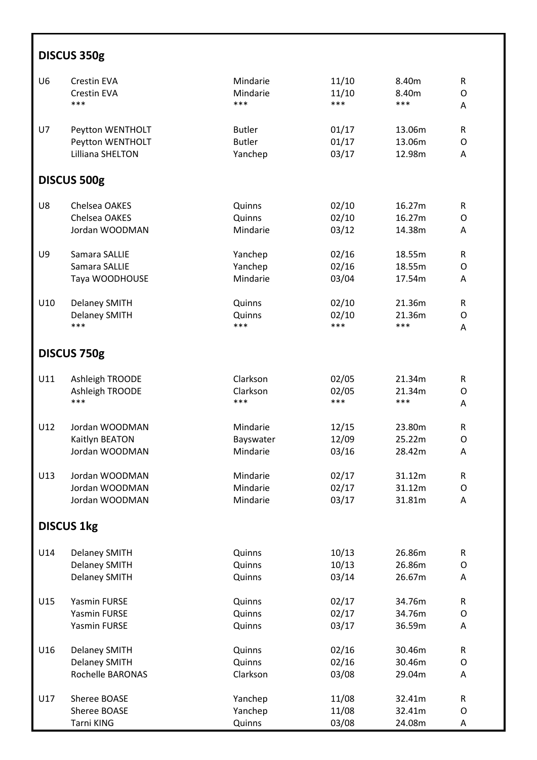## DISCUS 350g

| | | | | | |
|---|---|---|---|---|---|
| U6 | Crestin EVA | Mindarie | 11/10 | 8.40m | R |
| | Crestin EVA | Mindarie | 11/10 | 8.40m | O |
| | *** | *** | *** | *** | A |
| U7 | Peytton WENTHOLT | Butler | 01/17 | 13.06m | R |
| | Peytton WENTHOLT | Butler | 01/17 | 13.06m | O |
| | Lilliana SHELTON | Yanchep | 03/17 | 12.98m | A |

## DISCUS 500g

| | | | | | |
|---|---|---|---|---|---|
| U8 | Chelsea OAKES | Quinns | 02/10 | 16.27m | R |
| | Chelsea OAKES | Quinns | 02/10 | 16.27m | O |
| | Jordan WOODMAN | Mindarie | 03/12 | 14.38m | A |
| U9 | Samara SALLIE | Yanchep | 02/16 | 18.55m | R |
| | Samara SALLIE | Yanchep | 02/16 | 18.55m | O |
| | Taya WOODHOUSE | Mindarie | 03/04 | 17.54m | A |
| U10 | Delaney SMITH | Quinns | 02/10 | 21.36m | R |
| | Delaney SMITH | Quinns | 02/10 | 21.36m | O |
| | *** | *** | *** | *** | A |

## DISCUS 750g

| | | | | | |
|---|---|---|---|---|---|
| U11 | Ashleigh TROODE | Clarkson | 02/05 | 21.34m | R |
| | Ashleigh TROODE | Clarkson | 02/05 | 21.34m | O |
| | *** | *** | *** | *** | A |
| U12 | Jordan WOODMAN | Mindarie | 12/15 | 23.80m | R |
| | Kaitlyn BEATON | Bayswater | 12/09 | 25.22m | O |
| | Jordan WOODMAN | Mindarie | 03/16 | 28.42m | A |
| U13 | Jordan WOODMAN | Mindarie | 02/17 | 31.12m | R |
| | Jordan WOODMAN | Mindarie | 02/17 | 31.12m | O |
| | Jordan WOODMAN | Mindarie | 03/17 | 31.81m | A |

## DISCUS 1kg

| | | | | | |
|---|---|---|---|---|---|
| U14 | Delaney SMITH | Quinns | 10/13 | 26.86m | R |
| | Delaney SMITH | Quinns | 10/13 | 26.86m | O |
| | Delaney SMITH | Quinns | 03/14 | 26.67m | A |
| U15 | Yasmin FURSE | Quinns | 02/17 | 34.76m | R |
| | Yasmin FURSE | Quinns | 02/17 | 34.76m | O |
| | Yasmin FURSE | Quinns | 03/17 | 36.59m | A |
| U16 | Delaney SMITH | Quinns | 02/16 | 30.46m | R |
| | Delaney SMITH | Quinns | 02/16 | 30.46m | O |
| | Rochelle BARONAS | Clarkson | 03/08 | 29.04m | A |
| U17 | Sheree BOASE | Yanchep | 11/08 | 32.41m | R |
| | Sheree BOASE | Yanchep | 11/08 | 32.41m | O |
| | Tarni KING | Quinns | 03/08 | 24.08m | A |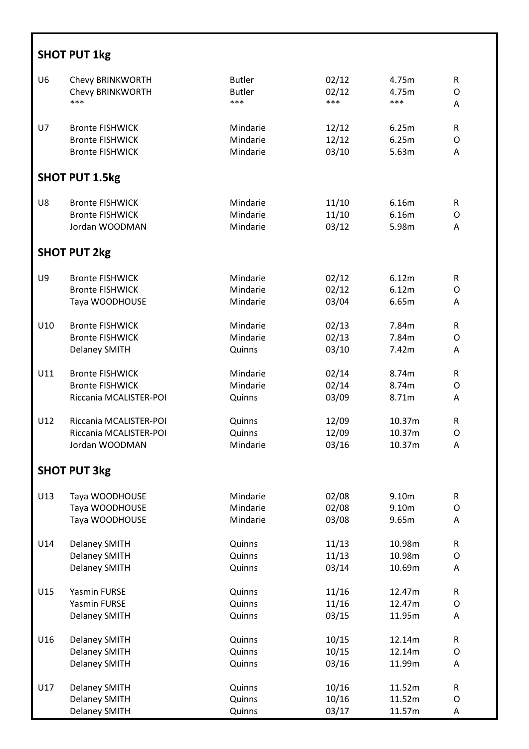## SHOT PUT 1kg

| | | | | | |
|---|---|---|---|---|---|
| U6 | Chevy BRINKWORTH | Butler | 02/12 | 4.75m | R |
| | Chevy BRINKWORTH | Butler | 02/12 | 4.75m | O |
| | *** | *** | *** | *** | A |
| U7 | Bronte FISHWICK | Mindarie | 12/12 | 6.25m | R |
| | Bronte FISHWICK | Mindarie | 12/12 | 6.25m | O |
| | Bronte FISHWICK | Mindarie | 03/10 | 5.63m | A |

## SHOT PUT 1.5kg

| | | | | | |
|---|---|---|---|---|---|
| U8 | Bronte FISHWICK | Mindarie | 11/10 | 6.16m | R |
| | Bronte FISHWICK | Mindarie | 11/10 | 6.16m | O |
| | Jordan WOODMAN | Mindarie | 03/12 | 5.98m | A |

## SHOT PUT 2kg

| | | | | | |
|---|---|---|---|---|---|
| U9 | Bronte FISHWICK | Mindarie | 02/12 | 6.12m | R |
| | Bronte FISHWICK | Mindarie | 02/12 | 6.12m | O |
| | Taya WOODHOUSE | Mindarie | 03/04 | 6.65m | A |
| U10 | Bronte FISHWICK | Mindarie | 02/13 | 7.84m | R |
| | Bronte FISHWICK | Mindarie | 02/13 | 7.84m | O |
| | Delaney SMITH | Quinns | 03/10 | 7.42m | A |
| U11 | Bronte FISHWICK | Mindarie | 02/14 | 8.74m | R |
| | Bronte FISHWICK | Mindarie | 02/14 | 8.74m | O |
| | Riccania MCALISTER-POI | Quinns | 03/09 | 8.71m | A |
| U12 | Riccania MCALISTER-POI | Quinns | 12/09 | 10.37m | R |
| | Riccania MCALISTER-POI | Quinns | 12/09 | 10.37m | O |
| | Jordan WOODMAN | Mindarie | 03/16 | 10.37m | A |

## SHOT PUT 3kg

| | | | | | |
|---|---|---|---|---|---|
| U13 | Taya WOODHOUSE | Mindarie | 02/08 | 9.10m | R |
| | Taya WOODHOUSE | Mindarie | 02/08 | 9.10m | O |
| | Taya WOODHOUSE | Mindarie | 03/08 | 9.65m | A |
| U14 | Delaney SMITH | Quinns | 11/13 | 10.98m | R |
| | Delaney SMITH | Quinns | 11/13 | 10.98m | O |
| | Delaney SMITH | Quinns | 03/14 | 10.69m | A |
| U15 | Yasmin FURSE | Quinns | 11/16 | 12.47m | R |
| | Yasmin FURSE | Quinns | 11/16 | 12.47m | O |
| | Delaney SMITH | Quinns | 03/15 | 11.95m | A |
| U16 | Delaney SMITH | Quinns | 10/15 | 12.14m | R |
| | Delaney SMITH | Quinns | 10/15 | 12.14m | O |
| | Delaney SMITH | Quinns | 03/16 | 11.99m | A |
| U17 | Delaney SMITH | Quinns | 10/16 | 11.52m | R |
| | Delaney SMITH | Quinns | 10/16 | 11.52m | O |
| | Delaney SMITH | Quinns | 03/17 | 11.57m | A |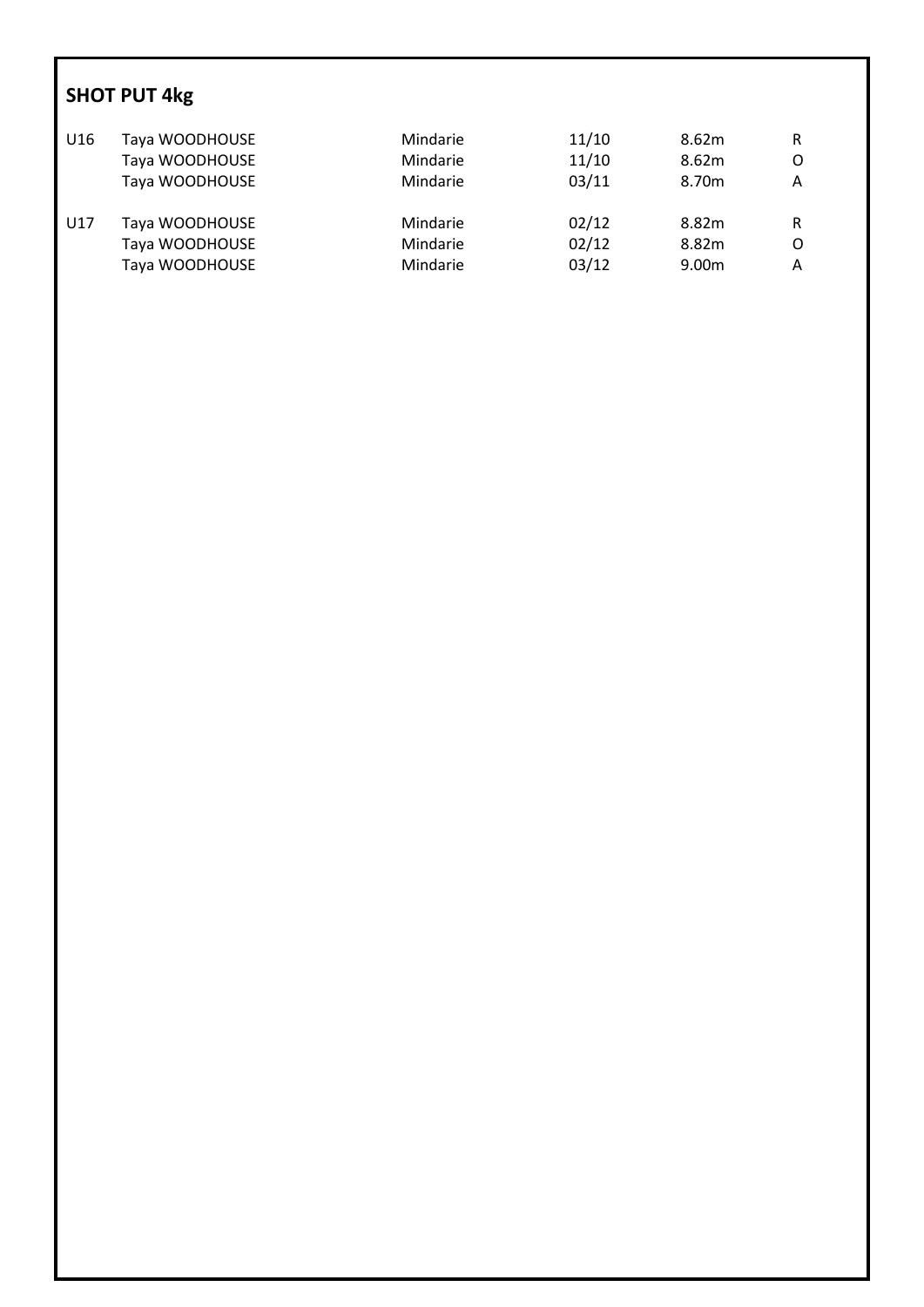## SHOT PUT 4kg

| | | | | | |
|---|---|---|---|---|---|
| U16 | Taya WOODHOUSE | Mindarie | 11/10 | 8.62m | R |
| | Taya WOODHOUSE | Mindarie | 11/10 | 8.62m | O |
| | Taya WOODHOUSE | Mindarie | 03/11 | 8.70m | A |
| U17 | Taya WOODHOUSE | Mindarie | 02/12 | 8.82m | R |
| | Taya WOODHOUSE | Mindarie | 02/12 | 8.82m | O |
| | Taya WOODHOUSE | Mindarie | 03/12 | 9.00m | A |